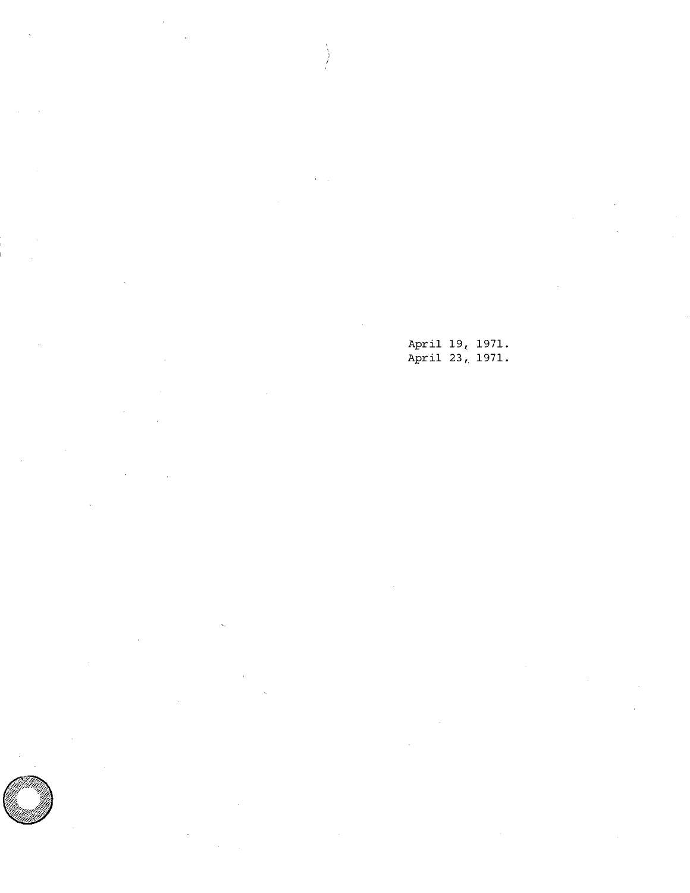April 19, 1971.
April 23, 1971.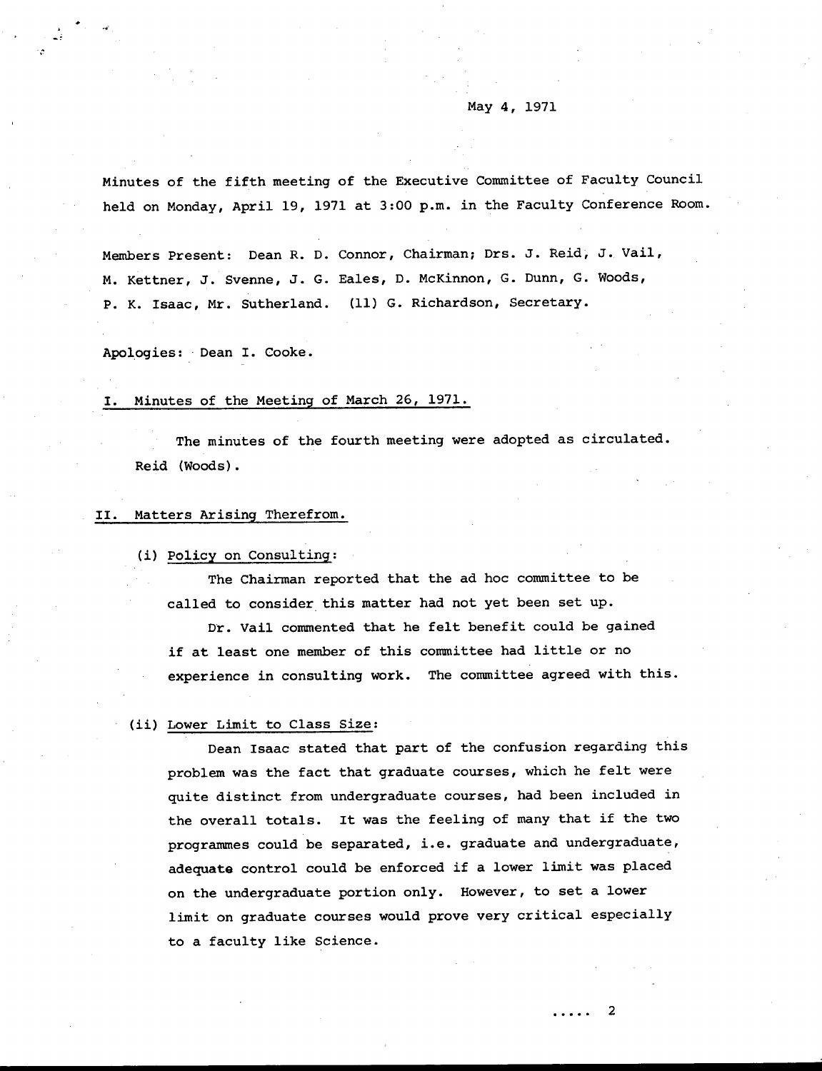May 4, 1971

Minutes of the fifth meeting of the Executive Committee of Faculty Council held on Monday, April 19, 1971 at 3:00 p.m. in the Faculty Conference Room.

Members Present: Dean R. D. Connor, Chairman; Drs. J. Reid, J. Vail, M. Kettner, J. Svenne, J. G. Eales, D. McKinnon, G. Dunn, G. Woods, P. K. Isaac, Mr. Sutherland. (11) G. Richardson, Secretary.

Apologies: Dean I. Cooke.

## I. Minutes of the Meeting of March 26, 1971.

The minutes of the fourth meeting were adopted as circulated. Reid (Woods).

## II. Matters Arising Therefrom.

(i) Policy on Consulting:

The Chairman reported that the ad hoc committee to be called to consider this matter had not yet been set up.

Dr. Vail commented that he felt benefit could be gained if at least one member of this committee had little or no experience in consulting work. The committee agreed with this.

(ii) Lower Limit to Class Size:

Dean Isaac stated that part of the confusion regarding this problem was the fact that graduate courses, which he felt were quite distinct from undergraduate courses, had been included in the overall totals. It was the feeling of many that if the two programmes could be separated, i.e. graduate and undergraduate, adequate control could be enforced if a lower limit was placed on the undergraduate portion only. However, to set a lower limit on graduate courses would prove very critical especially to a faculty like Science.

..... 2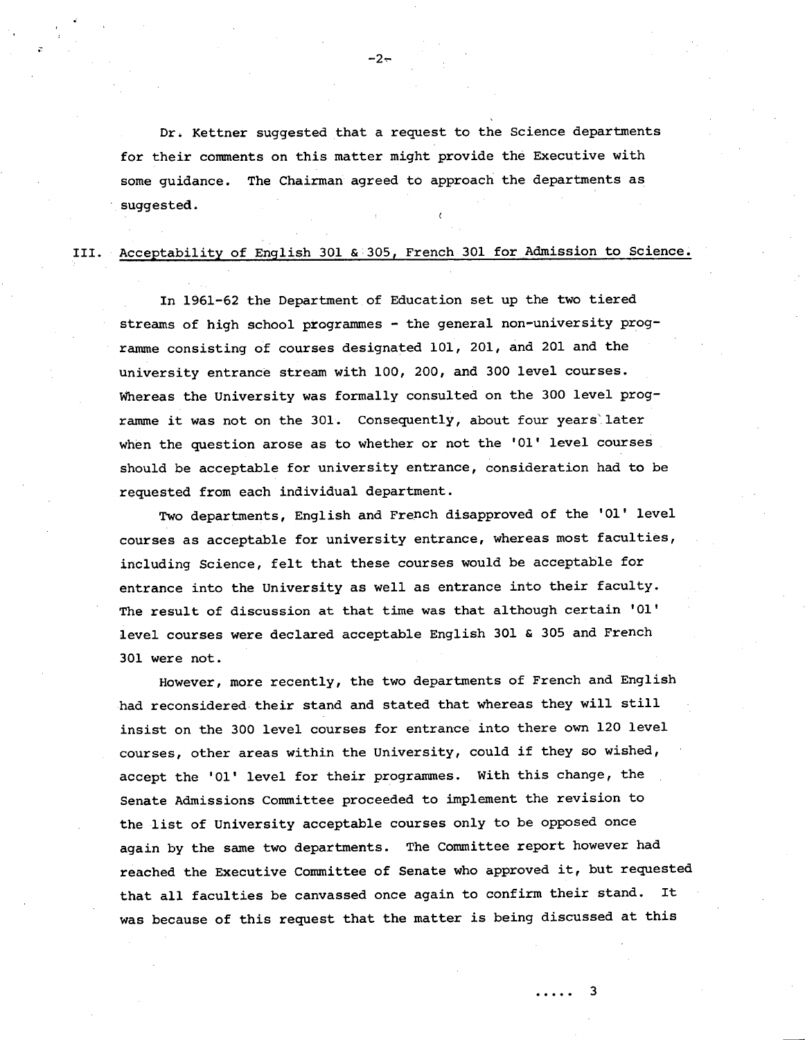Dr. Kettner suggested that a request to the Science departments for their comments on this matter might provide the Executive with some guidance. The Chairman agreed to approach the departments as suggested.

## III. Acceptability of English 301 & 305, French 301 for Admission to Science.

In 1961-62 the Department of Education set up the two tiered streams of high school programmes - the general non-university programme consisting of courses designated 101, 201, and 201 and the university entrance stream with 100, 200, and 300 level courses. Whereas the University was formally consulted on the 300 level programme it was not on the 301. Consequently, about four years later when the question arose as to whether or not the '01' level courses should be acceptable for university entrance, consideration had to be requested from each individual department.

Two departments, English and French disapproved of the '01' level courses as acceptable for university entrance, whereas most faculties, including Science, felt that these courses would be acceptable for entrance into the University as well as entrance into their faculty. The result of discussion at that time was that although certain '01' level courses were declared acceptable English 301 & 305 and French 301 were not.

However, more recently, the two departments of French and English had reconsidered their stand and stated that whereas they will still insist on the 300 level courses for entrance into there own 120 level courses, other areas within the University, could if they so wished, accept the '01' level for their programmes. With this change, the Senate Admissions Committee proceeded to implement the revision to the list of University acceptable courses only to be opposed once again by the same two departments. The Committee report however had reached the Executive Committee of Senate who approved it, but requested that all faculties be canvassed once again to confirm their stand. It was because of this request that the matter is being discussed at this

..... 3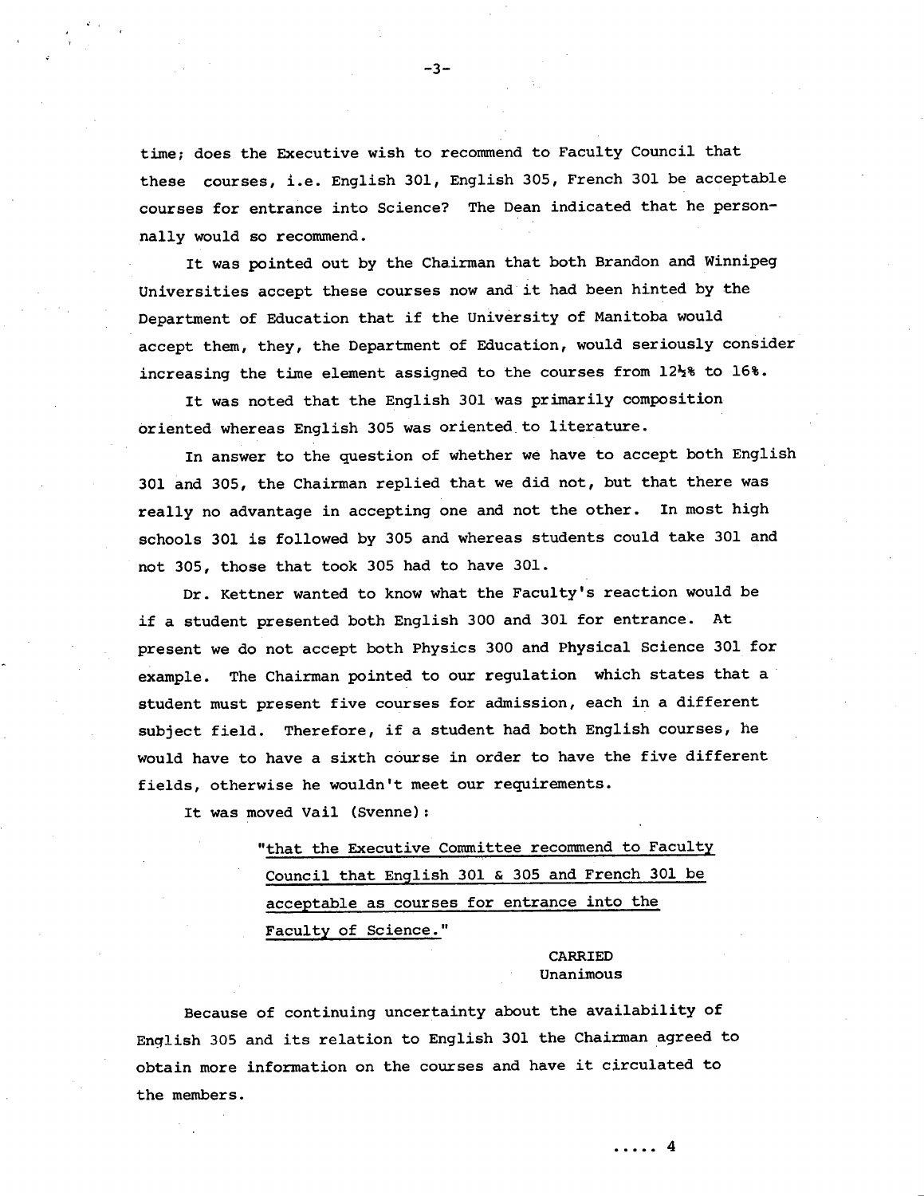time; does the Executive wish to recommend to Faculty Council that these courses, i.e. English 301, English 305, French 301 be acceptable courses for entrance into Science? The Dean indicated that he personnally would so recommend.

It was pointed out by the Chairman that both Brandon and Winnipeg Universities accept these courses now and it had been hinted by the Department of Education that if the University of Manitoba would accept them, they, the Department of Education, would seriously consider increasing the time element assigned to the courses from 12½% to 16%.

It was noted that the English 301 was primarily composition oriented whereas English 305 was oriented to literature.

In answer to the question of whether we have to accept both English 301 and 305, the Chairman replied that we did not, but that there was really no advantage in accepting one and not the other. In most high schools 301 is followed by 305 and whereas students could take 301 and not 305, those that took 305 had to have 301.

Dr. Kettner wanted to know what the Faculty's reaction would be if a student presented both English 300 and 301 for entrance. At present we do not accept both Physics 300 and Physical Science 301 for example. The Chairman pointed to our regulation which states that a student must present five courses for admission, each in a different subject field. Therefore, if a student had both English courses, he would have to have a sixth course in order to have the five different fields, otherwise he wouldn't meet our requirements.

It was moved Vail (Svenne):

> "that the Executive Committee recommend to Faculty Council that English 301 & 305 and French 301 be acceptable as courses for entrance into the Faculty of Science."

CARRIED
Unanimous

Because of continuing uncertainty about the availability of English 305 and its relation to English 301 the Chairman agreed to obtain more information on the courses and have it circulated to the members.

..... 4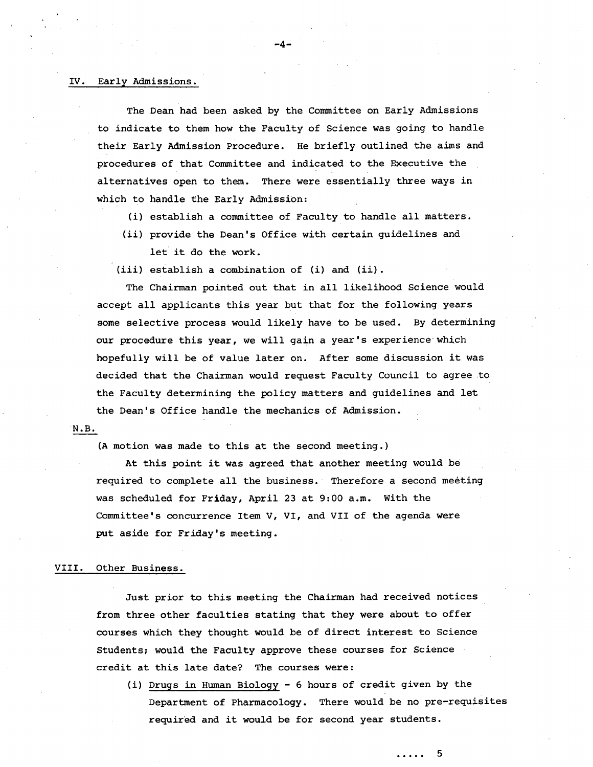## IV. Early Admissions.

The Dean had been asked by the Committee on Early Admissions to indicate to them how the Faculty of Science was going to handle their Early Admission Procedure. He briefly outlined the aims and procedures of that Committee and indicated to the Executive the alternatives open to them. There were essentially three ways in which to handle the Early Admission:

(i) establish a committee of Faculty to handle all matters.

(ii) provide the Dean's Office with certain guidelines and let it do the work.

(iii) establish a combination of (i) and (ii).

The Chairman pointed out that in all likelihood Science would accept all applicants this year but that for the following years some selective process would likely have to be used. By determining our procedure this year, we will gain a year's experience which hopefully will be of value later on. After some discussion it was decided that the Chairman would request Faculty Council to agree to the Faculty determining the policy matters and guidelines and let the Dean's Office handle the mechanics of Admission.

N.B.

(A motion was made to this at the second meeting.)

At this point it was agreed that another meeting would be required to complete all the business. Therefore a second meeting was scheduled for Friday, April 23 at 9:00 a.m. With the Committee's concurrence Item V, VI, and VII of the agenda were put aside for Friday's meeting.

## VIII. Other Business.

Just prior to this meeting the Chairman had received notices from three other faculties stating that they were about to offer courses which they thought would be of direct interest to Science Students; would the Faculty approve these courses for Science credit at this late date? The courses were:

(i) Drugs in Human Biology - 6 hours of credit given by the Department of Pharmacology. There would be no pre-requisites required and it would be for second year students.

..... 5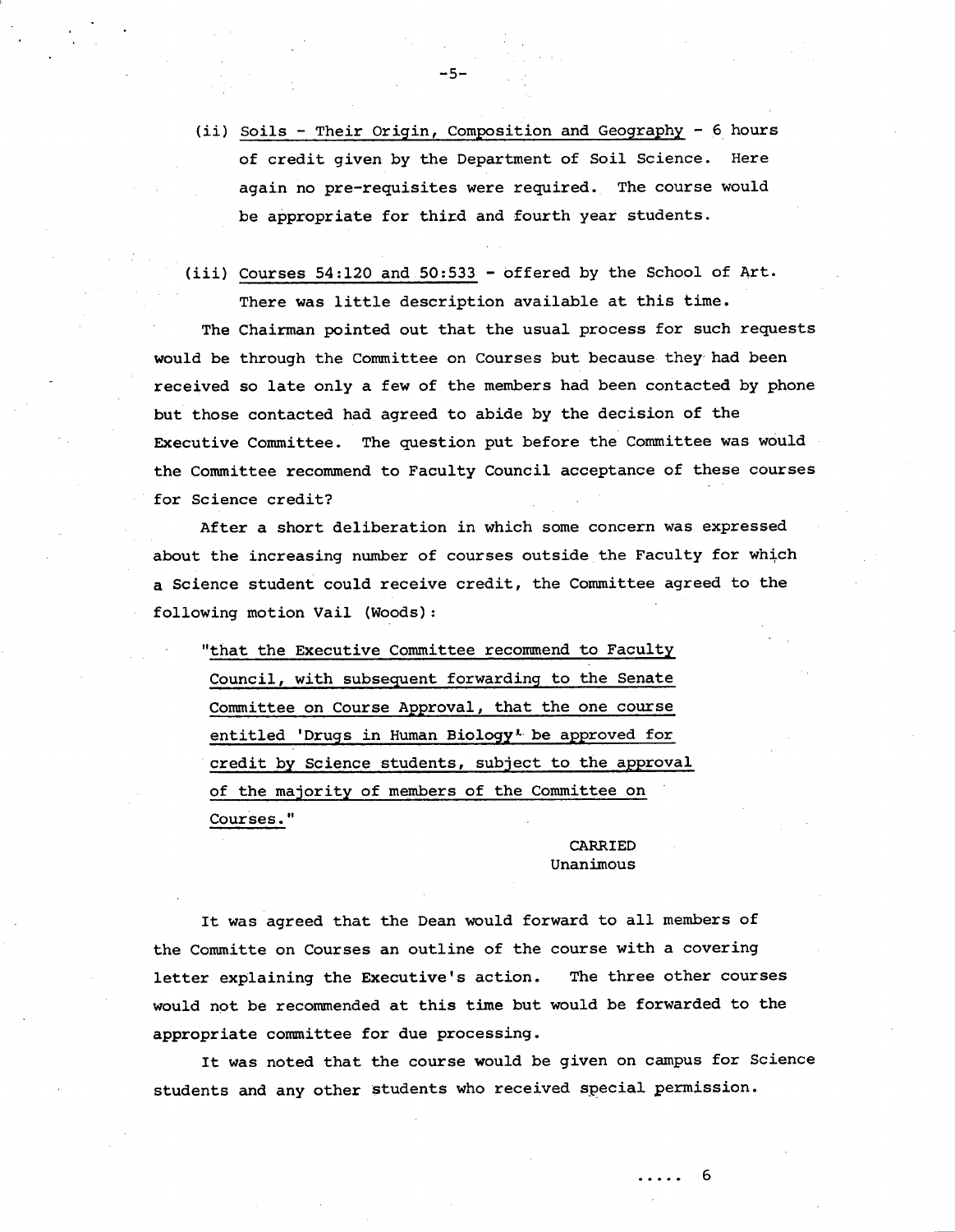(ii) <u>Soils - Their Origin, Composition and Geography</u> - 6 hours of credit given by the Department of Soil Science. Here again no pre-requisites were required. The course would be appropriate for third and fourth year students.

(iii) <u>Courses 54:120 and 50:533</u> - offered by the School of Art. There was little description available at this time.

The Chairman pointed out that the usual process for such requests would be through the Committee on Courses but because they had been received so late only a few of the members had been contacted by phone but those contacted had agreed to abide by the decision of the Executive Committee. The question put before the Committee was would the Committee recommend to Faculty Council acceptance of these courses for Science credit?

After a short deliberation in which some concern was expressed about the increasing number of courses outside the Faculty for which a Science student could receive credit, the Committee agreed to the following motion Vail (Woods):

> "<u>that the Executive Committee recommend to Faculty Council, with subsequent forwarding to the Senate Committee on Course Approval, that the one course entitled 'Drugs in Human Biology' be approved for credit by Science students, subject to the approval of the majority of members of the Committee on Courses.</u>"

CARRIED
Unanimous

It was agreed that the Dean would forward to all members of the Committe on Courses an outline of the course with a covering letter explaining the Executive's action. The three other courses would not be recommended at this time but would be forwarded to the appropriate committee for due processing.

It was noted that the course would be given on campus for Science students and any other students who received special permission.

..... 6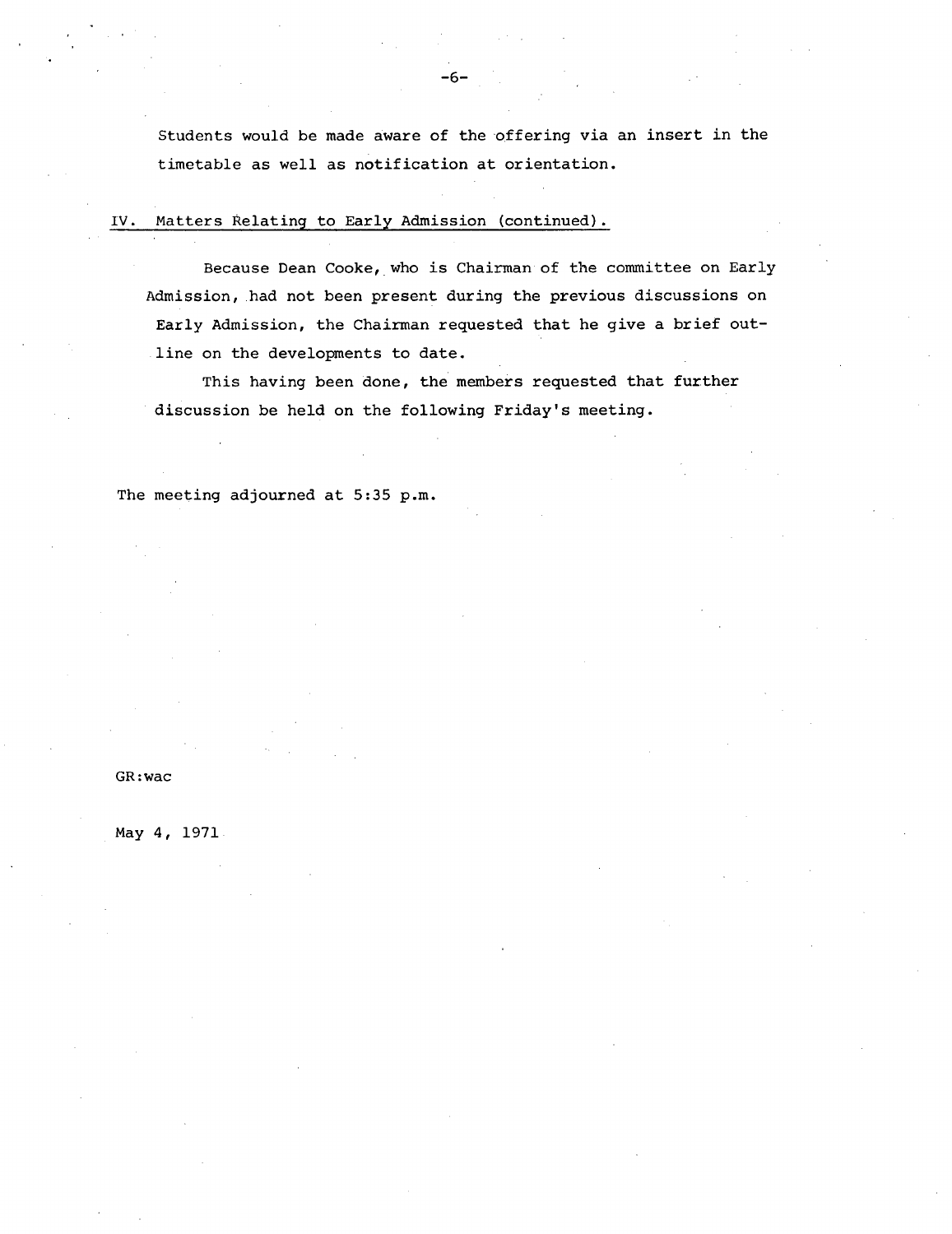Students would be made aware of the offering via an insert in the timetable as well as notification at orientation.

## IV. Matters Relating to Early Admission (continued).

Because Dean Cooke, who is Chairman of the committee on Early Admission, had not been present during the previous discussions on Early Admission, the Chairman requested that he give a brief outline on the developments to date.

This having been done, the members requested that further discussion be held on the following Friday's meeting.

The meeting adjourned at 5:35 p.m.

GR:wac

May 4, 1971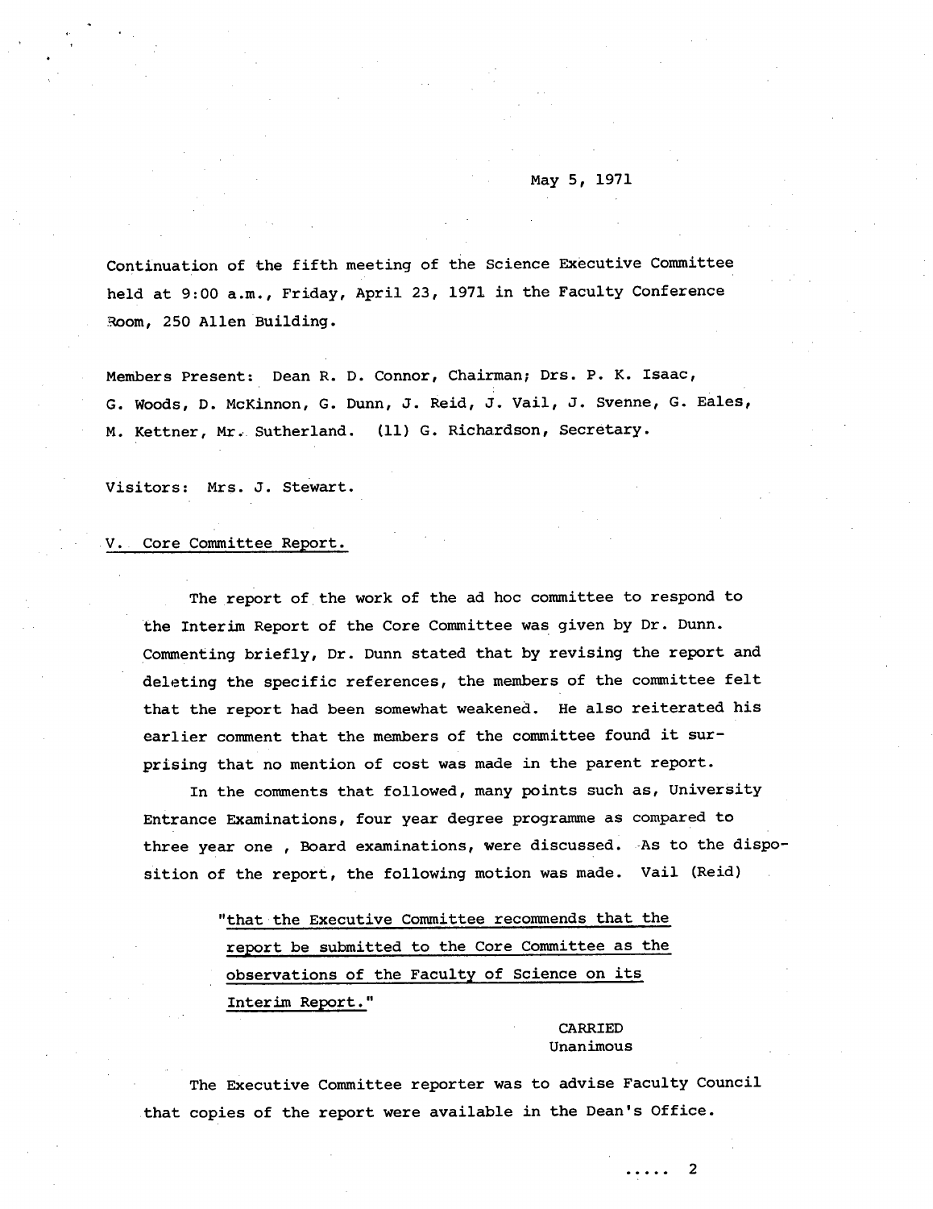May 5, 1971

Continuation of the fifth meeting of the Science Executive Committee held at 9:00 a.m., Friday, April 23, 1971 in the Faculty Conference Room, 250 Allen Building.

Members Present: Dean R. D. Connor, Chairman; Drs. P. K. Isaac, G. Woods, D. McKinnon, G. Dunn, J. Reid, J. Vail, J. Svenne, G. Eales, M. Kettner, Mr. Sutherland. (11) G. Richardson, Secretary.

Visitors: Mrs. J. Stewart.

V. Core Committee Report.

The report of the work of the ad hoc committee to respond to the Interim Report of the Core Committee was given by Dr. Dunn. Commenting briefly, Dr. Dunn stated that by revising the report and deleting the specific references, the members of the committee felt that the report had been somewhat weakened. He also reiterated his earlier comment that the members of the committee found it surprising that no mention of cost was made in the parent report.

In the comments that followed, many points such as, University Entrance Examinations, four year degree programme as compared to three year one , Board examinations, were discussed. As to the disposition of the report, the following motion was made. Vail (Reid)

> "that the Executive Committee recommends that the report be submitted to the Core Committee as the observations of the Faculty of Science on its Interim Report."

CARRIED
Unanimous

The Executive Committee reporter was to advise Faculty Council that copies of the report were available in the Dean's Office.

..... 2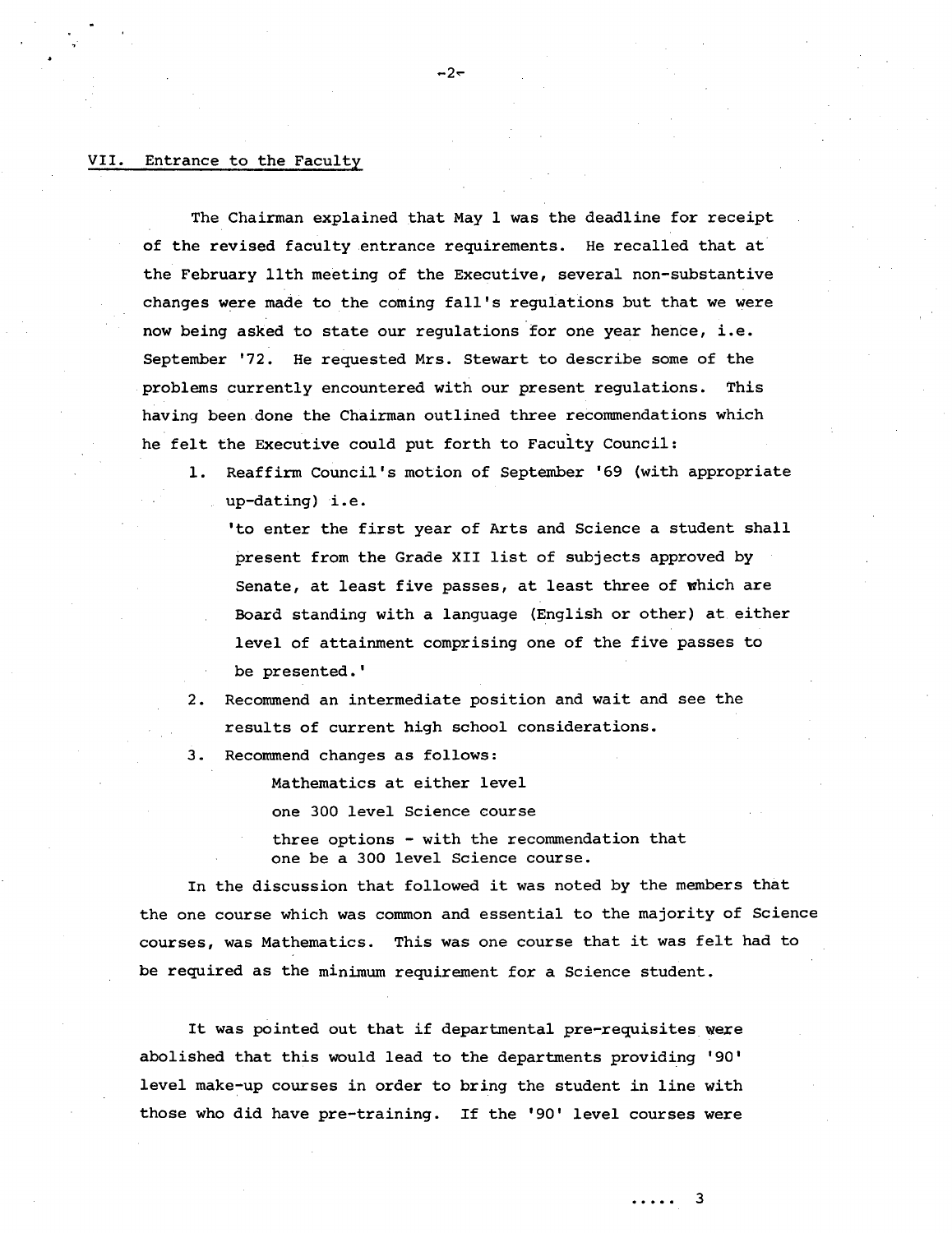## VII. Entrance to the Faculty

The Chairman explained that May 1 was the deadline for receipt of the revised faculty entrance requirements. He recalled that at the February 11th meeting of the Executive, several non-substantive changes were made to the coming fall's regulations but that we were now being asked to state our regulations for one year hence, i.e. September '72. He requested Mrs. Stewart to describe some of the problems currently encountered with our present regulations. This having been done the Chairman outlined three recommendations which he felt the Executive could put forth to Faculty Council:

1. Reaffirm Council's motion of September '69 (with appropriate up-dating) i.e.

   'to enter the first year of Arts and Science a student shall present from the Grade XII list of subjects approved by Senate, at least five passes, at least three of which are Board standing with a language (English or other) at either level of attainment comprising one of the five passes to be presented.'

2. Recommend an intermediate position and wait and see the results of current high school considerations.

3. Recommend changes as follows:

   Mathematics at either level

   one 300 level Science course

   three options - with the recommendation that one be a 300 level Science course.

In the discussion that followed it was noted by the members that the one course which was common and essential to the majority of Science courses, was Mathematics. This was one course that it was felt had to be required as the minimum requirement for a Science student.

It was pointed out that if departmental pre-requisites were abolished that this would lead to the departments providing '90' level make-up courses in order to bring the student in line with those who did have pre-training. If the '90' level courses were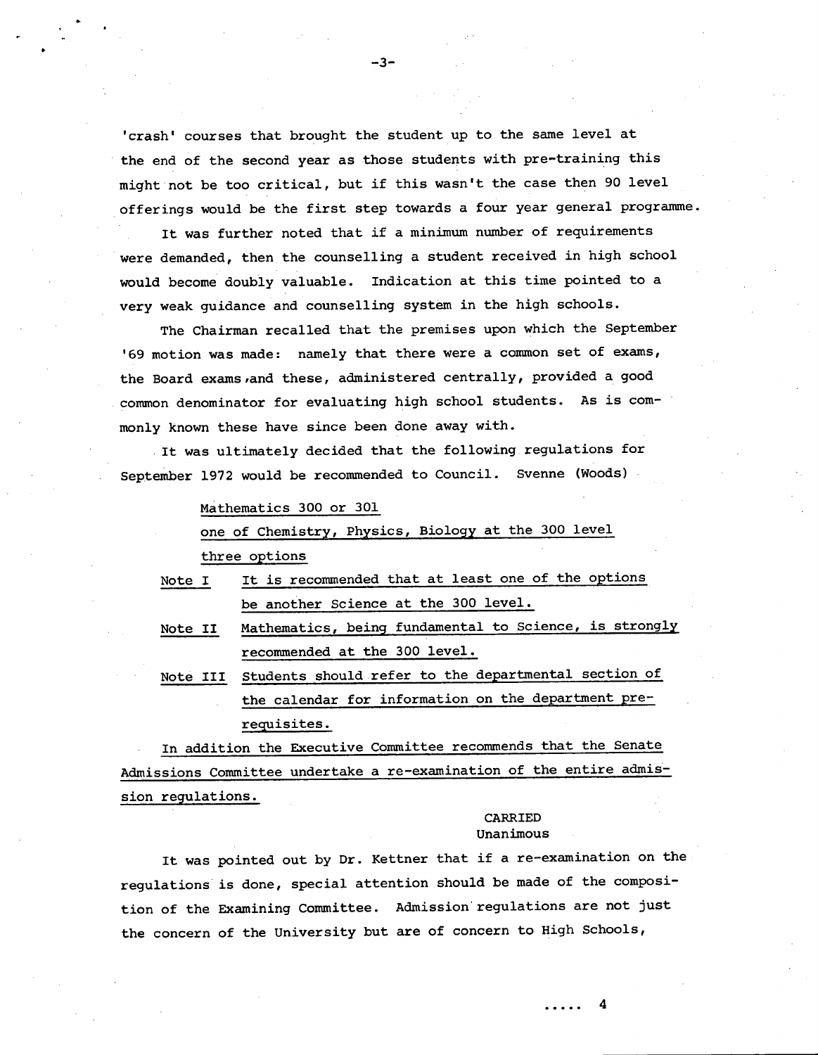'crash' courses that brought the student up to the same level at the end of the second year as those students with pre-training this might not be too critical, but if this wasn't the case then 90 level offerings would be the first step towards a four year general programme.

It was further noted that if a minimum number of requirements were demanded, then the counselling a student received in high school would become doubly valuable. Indication at this time pointed to a very weak guidance and counselling system in the high schools.

The Chairman recalled that the premises upon which the September '69 motion was made: namely that there were a common set of exams, the Board exams, and these, administered centrally, provided a good common denominator for evaluating high school students. As is commonly known these have since been done away with.

It was ultimately decided that the following regulations for September 1972 would be recommended to Council. Svenne (Woods)

<u>Mathematics 300 or 301</u>

<u>one of Chemistry, Physics, Biology at the 300 level</u>

<u>three options</u>

<u>Note I</u> <u>It is recommended that at least one of the options be another Science at the 300 level.</u>

<u>Note II</u> <u>Mathematics, being fundamental to Science, is strongly recommended at the 300 level.</u>

<u>Note III</u> <u>Students should refer to the departmental section of the calendar for information on the department pre-requisites.</u>

<u>In addition the Executive Committee recommends that the Senate Admissions Committee undertake a re-examination of the entire admission regulations.</u>

CARRIED
Unanimous

It was pointed out by Dr. Kettner that if a re-examination on the regulations is done, special attention should be made of the composition of the Examining Committee. Admission regulations are not just the concern of the University but are of concern to High Schools,

..... 4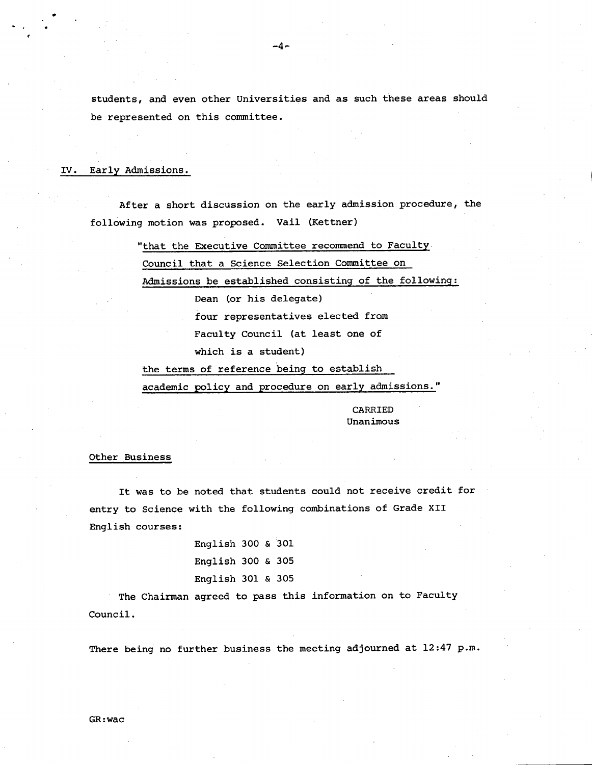students, and even other Universities and as such these areas should be represented on this committee.

## IV. Early Admissions.

After a short discussion on the early admission procedure, the following motion was proposed. Vail (Kettner)

> "that the Executive Committee recommend to Faculty Council that a Science Selection Committee on Admissions be established consisting of the following:
>
> Dean (or his delegate)
> four representatives elected from Faculty Council (at least one of which is a student)
>
> the terms of reference being to establish academic policy and procedure on early admissions."

CARRIED
Unanimous

## Other Business

It was to be noted that students could not receive credit for entry to Science with the following combinations of Grade XII English courses:

English 300 & 301
English 300 & 305
English 301 & 305

The Chairman agreed to pass this information on to Faculty Council.

There being no further business the meeting adjourned at 12:47 p.m.

GR:wac